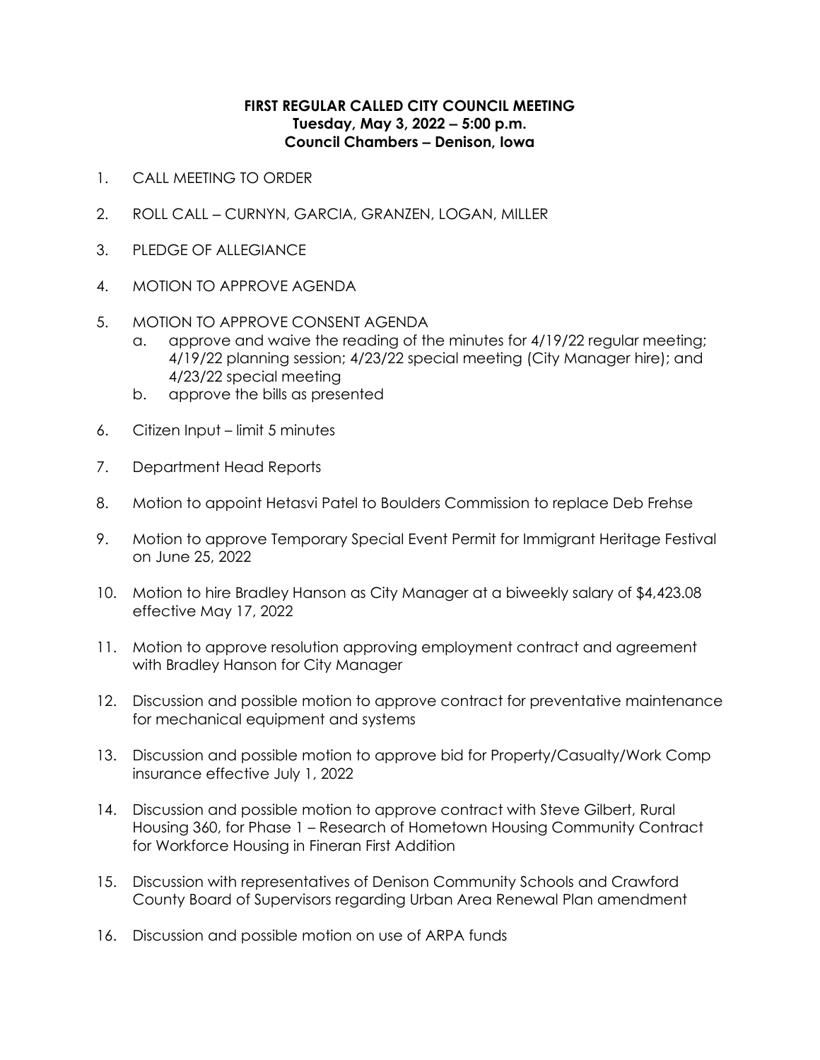**FIRST REGULAR CALLED CITY COUNCIL MEETING**
**Tuesday, May 3, 2022 – 5:00 p.m.**
**Council Chambers – Denison, Iowa**

1. CALL MEETING TO ORDER

2. ROLL CALL – CURNYN, GARCIA, GRANZEN, LOGAN, MILLER

3. PLEDGE OF ALLEGIANCE

4. MOTION TO APPROVE AGENDA

5. MOTION TO APPROVE CONSENT AGENDA
   a. approve and waive the reading of the minutes for 4/19/22 regular meeting; 4/19/22 planning session; 4/23/22 special meeting (City Manager hire); and 4/23/22 special meeting
   b. approve the bills as presented

6. Citizen Input – limit 5 minutes

7. Department Head Reports

8. Motion to appoint Hetasvi Patel to Boulders Commission to replace Deb Frehse

9. Motion to approve Temporary Special Event Permit for Immigrant Heritage Festival on June 25, 2022

10. Motion to hire Bradley Hanson as City Manager at a biweekly salary of $4,423.08 effective May 17, 2022

11. Motion to approve resolution approving employment contract and agreement with Bradley Hanson for City Manager

12. Discussion and possible motion to approve contract for preventative maintenance for mechanical equipment and systems

13. Discussion and possible motion to approve bid for Property/Casualty/Work Comp insurance effective July 1, 2022

14. Discussion and possible motion to approve contract with Steve Gilbert, Rural Housing 360, for Phase 1 – Research of Hometown Housing Community Contract for Workforce Housing in Fineran First Addition

15. Discussion with representatives of Denison Community Schools and Crawford County Board of Supervisors regarding Urban Area Renewal Plan amendment

16. Discussion and possible motion on use of ARPA funds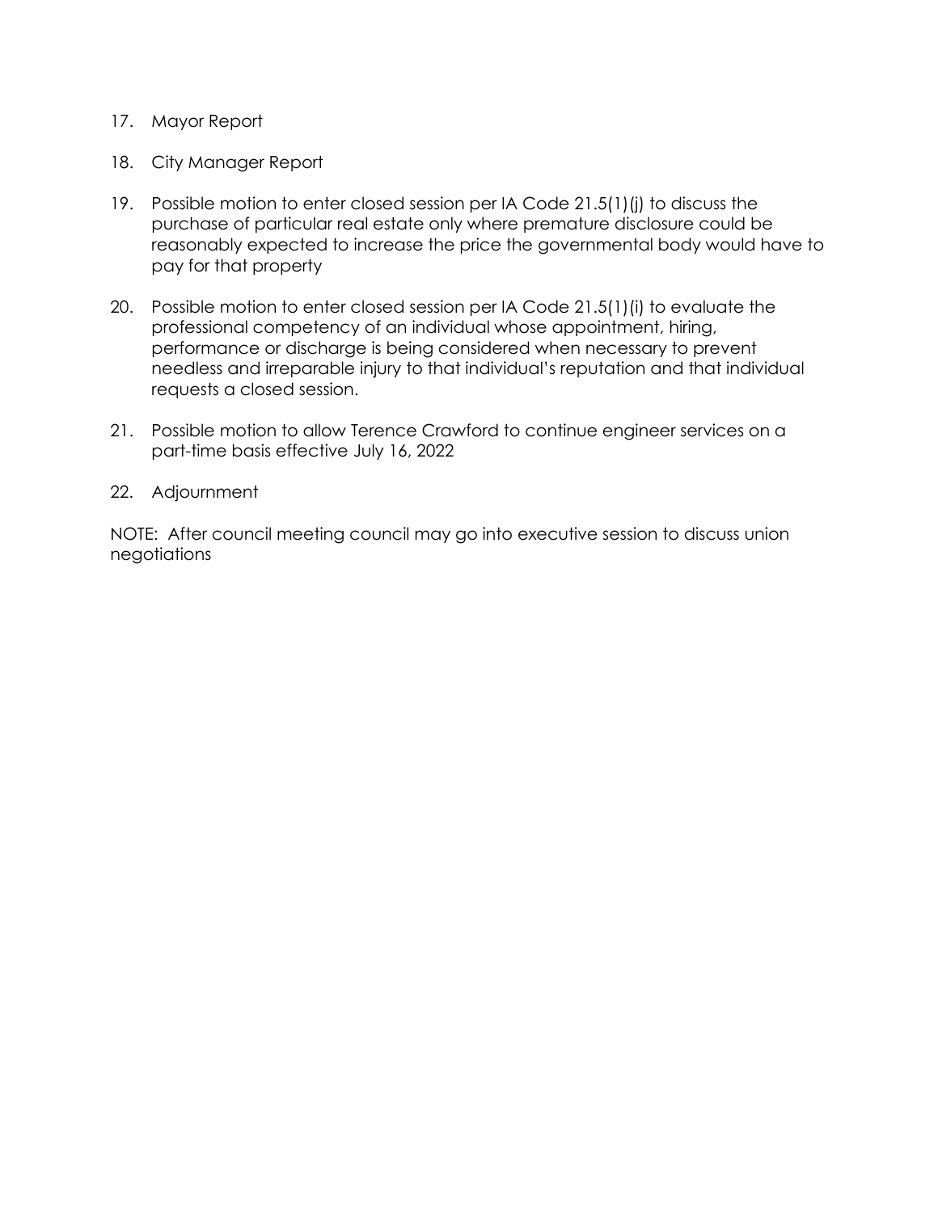17. Mayor Report

18. City Manager Report

19. Possible motion to enter closed session per IA Code 21.5(1)(j) to discuss the purchase of particular real estate only where premature disclosure could be reasonably expected to increase the price the governmental body would have to pay for that property

20. Possible motion to enter closed session per IA Code 21.5(1)(i) to evaluate the professional competency of an individual whose appointment, hiring, performance or discharge is being considered when necessary to prevent needless and irreparable injury to that individual's reputation and that individual requests a closed session.

21. Possible motion to allow Terence Crawford to continue engineer services on a part-time basis effective July 16, 2022

22. Adjournment

NOTE: After council meeting council may go into executive session to discuss union negotiations